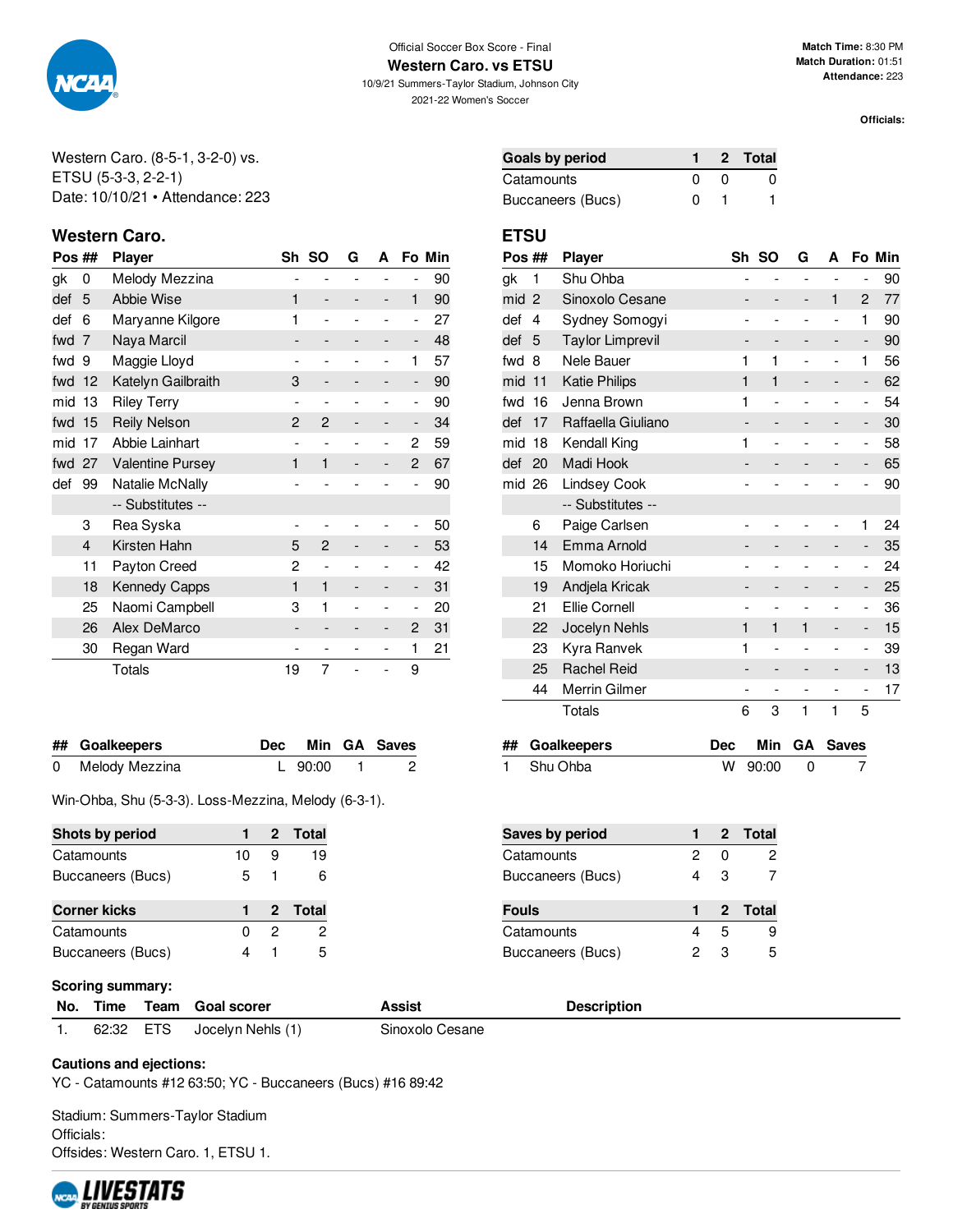Official Soccer Box Score - Final

**Western Caro. vs ETSU**

10/9/21 Summers-Taylor Stadium, Johnson City

2021-22 Women's Soccer

**Match Time:** 8:30 PM
**Match Duration:** 01:51
**Attendance:** 223

**Officials:**

Western Caro. (8-5-1, 3-2-0) vs.
ETSU (5-3-3, 2-2-1)
Date: 10/10/21 • Attendance: 223

| Goals by period | 1 | 2 | Total |
|---|---|---|---|
| Catamounts | 0 | 0 | 0 |
| Buccaneers (Bucs) | 0 | 1 | 1 |

## Western Caro.

| Pos | ## | Player | Sh | SO | G | A | Fo | Min |
|---|---|---|---|---|---|---|---|---|
| gk | 0 | Melody Mezzina | - | - | - | - | - | 90 |
| def | 5 | Abbie Wise | 1 | - | - | - | 1 | 90 |
| def | 6 | Maryanne Kilgore | 1 | - | - | - | - | 27 |
| fwd | 7 | Naya Marcil | - | - | - | - | - | 48 |
| fwd | 9 | Maggie Lloyd | - | - | - | - | 1 | 57 |
| fwd | 12 | Katelyn Gailbraith | 3 | - | - | - | - | 90 |
| mid | 13 | Riley Terry | - | - | - | - | - | 90 |
| fwd | 15 | Reily Nelson | 2 | 2 | - | - | - | 34 |
| mid | 17 | Abbie Lainhart | - | - | - | - | 2 | 59 |
| fwd | 27 | Valentine Pursey | 1 | 1 | - | - | 2 | 67 |
| def | 99 | Natalie McNally | - | - | - | - | - | 90 |
| | | -- Substitutes -- | | | | | | |
| | 3 | Rea Syska | - | - | - | - | - | 50 |
| | 4 | Kirsten Hahn | 5 | 2 | - | - | - | 53 |
| | 11 | Payton Creed | 2 | - | - | - | - | 42 |
| | 18 | Kennedy Capps | 1 | 1 | - | - | - | 31 |
| | 25 | Naomi Campbell | 3 | 1 | - | - | - | 20 |
| | 26 | Alex DeMarco | - | - | - | - | 2 | 31 |
| | 30 | Regan Ward | - | - | - | - | 1 | 21 |
| | | Totals | 19 | 7 | - | - | 9 | |

## ETSU

| Pos | ## | Player | Sh | SO | G | A | Fo | Min |
|---|---|---|---|---|---|---|---|---|
| gk | 1 | Shu Ohba | - | - | - | - | - | 90 |
| mid | 2 | Sinoxolo Cesane | - | - | - | 1 | 2 | 77 |
| def | 4 | Sydney Somogyi | - | - | - | - | 1 | 90 |
| def | 5 | Taylor Limprevil | - | - | - | - | - | 90 |
| fwd | 8 | Nele Bauer | 1 | 1 | - | - | 1 | 56 |
| mid | 11 | Katie Philips | 1 | 1 | - | - | - | 62 |
| fwd | 16 | Jenna Brown | 1 | - | - | - | - | 54 |
| def | 17 | Raffaella Giuliano | - | - | - | - | - | 30 |
| mid | 18 | Kendall King | 1 | - | - | - | - | 58 |
| def | 20 | Madi Hook | - | - | - | - | - | 65 |
| mid | 26 | Lindsey Cook | - | - | - | - | - | 90 |
| | | -- Substitutes -- | | | | | | |
| | 6 | Paige Carlsen | - | - | - | - | 1 | 24 |
| | 14 | Emma Arnold | - | - | - | - | - | 35 |
| | 15 | Momoko Horiuchi | - | - | - | - | - | 24 |
| | 19 | Andjela Kricak | - | - | - | - | - | 25 |
| | 21 | Ellie Cornell | - | - | - | - | - | 36 |
| | 22 | Jocelyn Nehls | 1 | 1 | 1 | - | - | 15 |
| | 23 | Kyra Ranvek | 1 | - | - | - | - | 39 |
| | 25 | Rachel Reid | - | - | - | - | - | 13 |
| | 44 | Merrin Gilmer | - | - | - | - | - | 17 |
| | | Totals | 6 | 3 | 1 | 1 | 5 | |

| ## | Goalkeepers | Dec | Min | GA | Saves |
|---|---|---|---|---|---|
| 0 | Melody Mezzina | L | 90:00 | 1 | 2 |

| ## | Goalkeepers | Dec | Min | GA | Saves |
|---|---|---|---|---|---|
| 1 | Shu Ohba | W | 90:00 | 0 | 7 |

Win-Ohba, Shu (5-3-3). Loss-Mezzina, Melody (6-3-1).

| Shots by period | 1 | 2 | Total |
|---|---|---|---|
| Catamounts | 10 | 9 | 19 |
| Buccaneers (Bucs) | 5 | 1 | 6 |

| Saves by period | 1 | 2 | Total |
|---|---|---|---|
| Catamounts | 2 | 0 | 2 |
| Buccaneers (Bucs) | 4 | 3 | 7 |

| Corner kicks | 1 | 2 | Total |
|---|---|---|---|
| Catamounts | 0 | 2 | 2 |
| Buccaneers (Bucs) | 4 | 1 | 5 |

| Fouls | 1 | 2 | Total |
|---|---|---|---|
| Catamounts | 4 | 5 | 9 |
| Buccaneers (Bucs) | 2 | 3 | 5 |

**Scoring summary:**

| No. | Time | Team | Goal scorer | Assist | Description |
|---|---|---|---|---|---|
| 1. | 62:32 | ETS | Jocelyn Nehls (1) | Sinoxolo Cesane | |

**Cautions and ejections:**

YC - Catamounts #12 63:50; YC - Buccaneers (Bucs) #16 89:42

Stadium: Summers-Taylor Stadium
Officials:
Offsides: Western Caro. 1, ETSU 1.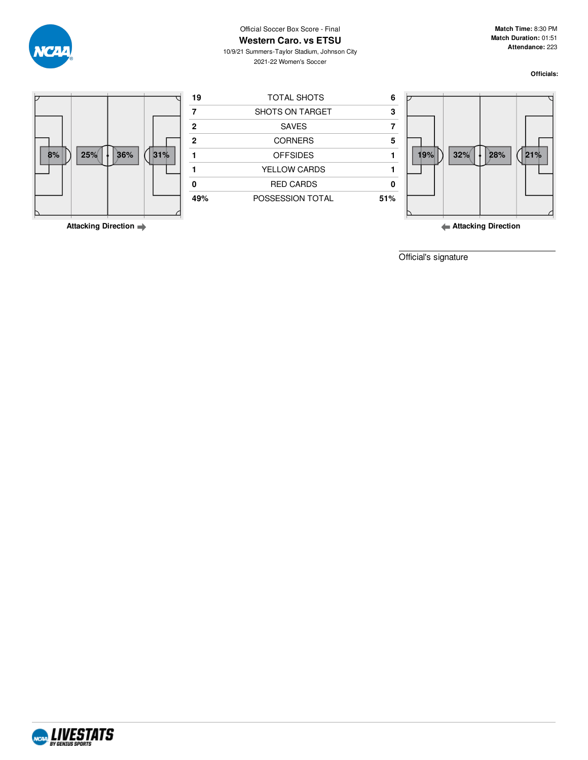Official Soccer Box Score - Final

# Western Caro. vs ETSU

10/9/21 Summers-Taylor Stadium, Johnson City

2021-22 Women's Soccer

**Match Time:** 8:30 PM
**Match Duration:** 01:51
**Attendance:** 223

**Officials:**

Western Caro. field zones: 8% | 25% | 36% | 31%

**Attacking Direction** →

| Western Caro. | | ETSU |
|---|---|---|
| 19 | TOTAL SHOTS | 6 |
| 7 | SHOTS ON TARGET | 3 |
| 2 | SAVES | 7 |
| 2 | CORNERS | 5 |
| 1 | OFFSIDES | 1 |
| 1 | YELLOW CARDS | 1 |
| 0 | RED CARDS | 0 |
| 49% | POSSESSION TOTAL | 51% |

ETSU field zones: 19% | 32% | 28% | 21%

← **Attacking Direction**

Official's signature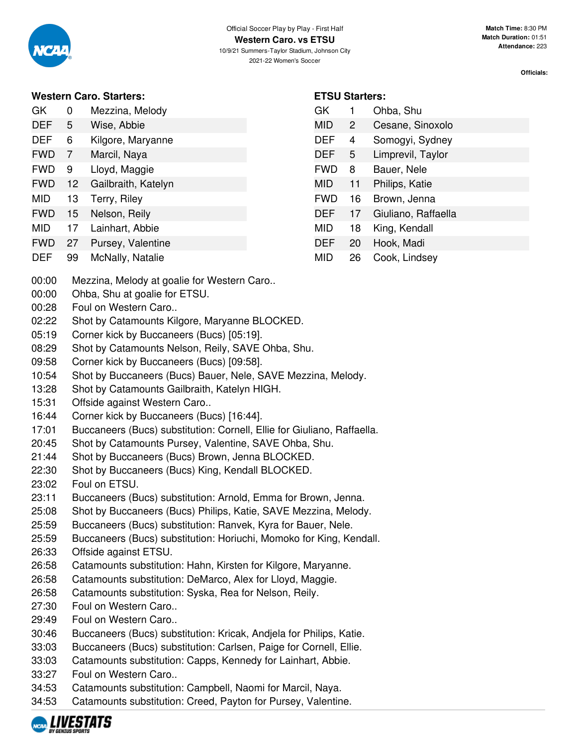Official Soccer Play by Play - First Half

# Western Caro. vs ETSU

10/9/21 Summers-Taylor Stadium, Johnson City
2021-22 Women's Soccer

**Match Time:** 8:30 PM
**Match Duration:** 01:51
**Attendance:** 223

**Officials:**

### Western Caro. Starters:

| | | |
|---|---|---|
| GK | 0 | Mezzina, Melody |
| DEF | 5 | Wise, Abbie |
| DEF | 6 | Kilgore, Maryanne |
| FWD | 7 | Marcil, Naya |
| FWD | 9 | Lloyd, Maggie |
| FWD | 12 | Gailbraith, Katelyn |
| MID | 13 | Terry, Riley |
| FWD | 15 | Nelson, Reily |
| MID | 17 | Lainhart, Abbie |
| FWD | 27 | Pursey, Valentine |
| DEF | 99 | McNally, Natalie |

### ETSU Starters:

| | | |
|---|---|---|
| GK | 1 | Ohba, Shu |
| MID | 2 | Cesane, Sinoxolo |
| DEF | 4 | Somogyi, Sydney |
| DEF | 5 | Limprevil, Taylor |
| FWD | 8 | Bauer, Nele |
| MID | 11 | Philips, Katie |
| FWD | 16 | Brown, Jenna |
| DEF | 17 | Giuliano, Raffaella |
| MID | 18 | King, Kendall |
| DEF | 20 | Hook, Madi |
| MID | 26 | Cook, Lindsey |

| | |
|---|---|
| 00:00 | Mezzina, Melody at goalie for Western Caro.. |
| 00:00 | Ohba, Shu at goalie for ETSU. |
| 00:28 | Foul on Western Caro.. |
| 02:22 | Shot by Catamounts Kilgore, Maryanne BLOCKED. |
| 05:19 | Corner kick by Buccaneers (Bucs) [05:19]. |
| 08:29 | Shot by Catamounts Nelson, Reily, SAVE Ohba, Shu. |
| 09:58 | Corner kick by Buccaneers (Bucs) [09:58]. |
| 10:54 | Shot by Buccaneers (Bucs) Bauer, Nele, SAVE Mezzina, Melody. |
| 13:28 | Shot by Catamounts Gailbraith, Katelyn HIGH. |
| 15:31 | Offside against Western Caro.. |
| 16:44 | Corner kick by Buccaneers (Bucs) [16:44]. |
| 17:01 | Buccaneers (Bucs) substitution: Cornell, Ellie for Giuliano, Raffaella. |
| 20:45 | Shot by Catamounts Pursey, Valentine, SAVE Ohba, Shu. |
| 21:44 | Shot by Buccaneers (Bucs) Brown, Jenna BLOCKED. |
| 22:30 | Shot by Buccaneers (Bucs) King, Kendall BLOCKED. |
| 23:02 | Foul on ETSU. |
| 23:11 | Buccaneers (Bucs) substitution: Arnold, Emma for Brown, Jenna. |
| 25:08 | Shot by Buccaneers (Bucs) Philips, Katie, SAVE Mezzina, Melody. |
| 25:59 | Buccaneers (Bucs) substitution: Ranvek, Kyra for Bauer, Nele. |
| 25:59 | Buccaneers (Bucs) substitution: Horiuchi, Momoko for King, Kendall. |
| 26:33 | Offside against ETSU. |
| 26:58 | Catamounts substitution: Hahn, Kirsten for Kilgore, Maryanne. |
| 26:58 | Catamounts substitution: DeMarco, Alex for Lloyd, Maggie. |
| 26:58 | Catamounts substitution: Syska, Rea for Nelson, Reily. |
| 27:30 | Foul on Western Caro.. |
| 29:49 | Foul on Western Caro.. |
| 30:46 | Buccaneers (Bucs) substitution: Kricak, Andjela for Philips, Katie. |
| 33:03 | Buccaneers (Bucs) substitution: Carlsen, Paige for Cornell, Ellie. |
| 33:03 | Catamounts substitution: Capps, Kennedy for Lainhart, Abbie. |
| 33:27 | Foul on Western Caro.. |
| 34:53 | Catamounts substitution: Campbell, Naomi for Marcil, Naya. |
| 34:53 | Catamounts substitution: Creed, Payton for Pursey, Valentine. |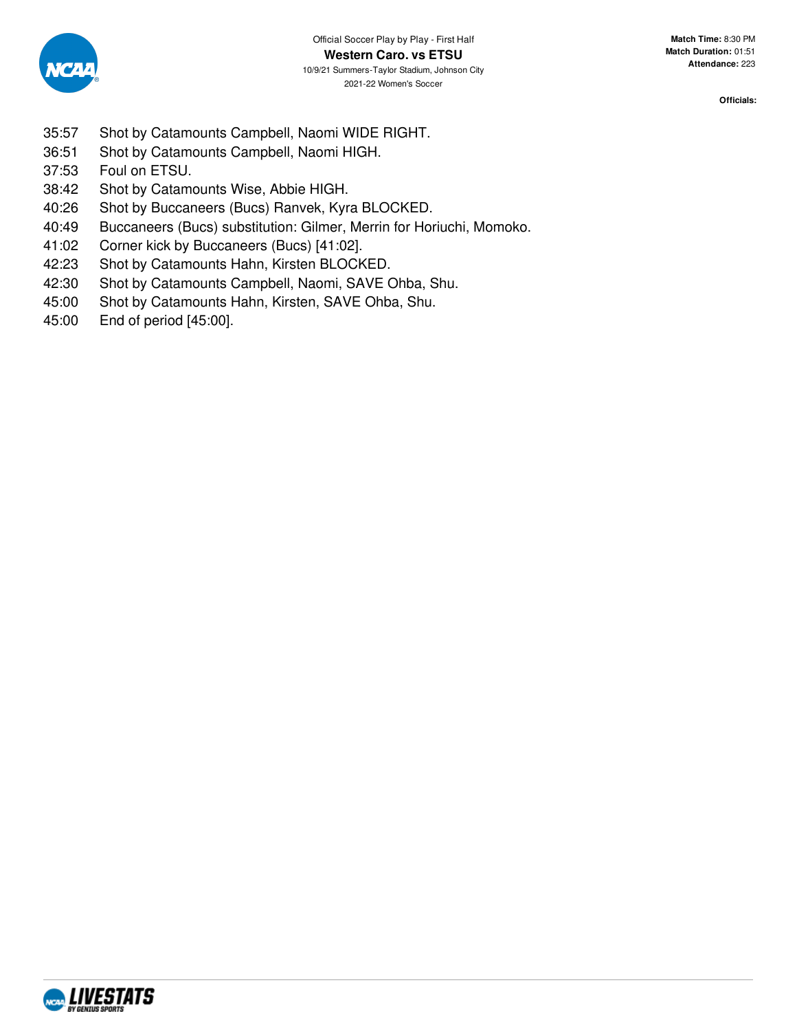Official Soccer Play by Play - First Half

**Western Caro. vs ETSU**

10/9/21 Summers-Taylor Stadium, Johnson City

2021-22 Women's Soccer

**Match Time:** 8:30 PM
**Match Duration:** 01:51
**Attendance:** 223

**Officials:**

| | |
|---|---|
| 35:57 | Shot by Catamounts Campbell, Naomi WIDE RIGHT. |
| 36:51 | Shot by Catamounts Campbell, Naomi HIGH. |
| 37:53 | Foul on ETSU. |
| 38:42 | Shot by Catamounts Wise, Abbie HIGH. |
| 40:26 | Shot by Buccaneers (Bucs) Ranvek, Kyra BLOCKED. |
| 40:49 | Buccaneers (Bucs) substitution: Gilmer, Merrin for Horiuchi, Momoko. |
| 41:02 | Corner kick by Buccaneers (Bucs) [41:02]. |
| 42:23 | Shot by Catamounts Hahn, Kirsten BLOCKED. |
| 42:30 | Shot by Catamounts Campbell, Naomi, SAVE Ohba, Shu. |
| 45:00 | Shot by Catamounts Hahn, Kirsten, SAVE Ohba, Shu. |
| 45:00 | End of period [45:00]. |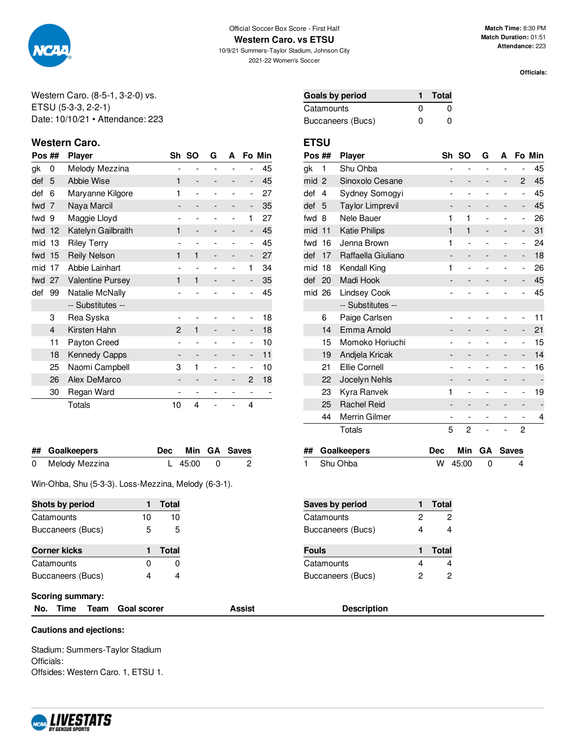Official Soccer Box Score - First Half

# Western Caro. vs ETSU

10/9/21 Summers-Taylor Stadium, Johnson City

2021-22 Women's Soccer

**Match Time:** 8:30 PM
**Match Duration:** 01:51
**Attendance:** 223

**Officials:**

Western Caro. (8-5-1, 3-2-0) vs.
ETSU (5-3-3, 2-2-1)
Date: 10/10/21 • Attendance: 223

| Goals by period | 1 | Total |
|---|---|---|
| Catamounts | 0 | 0 |
| Buccaneers (Bucs) | 0 | 0 |

## Western Caro.

| Pos | ## | Player | Sh | SO | G | A | Fo | Min |
|---|---|---|---|---|---|---|---|---|
| gk | 0 | Melody Mezzina | - | - | - | - | - | 45 |
| def | 5 | Abbie Wise | 1 | - | - | - | - | 45 |
| def | 6 | Maryanne Kilgore | 1 | - | - | - | - | 27 |
| fwd | 7 | Naya Marcil | - | - | - | - | - | 35 |
| fwd | 9 | Maggie Lloyd | - | - | - | - | 1 | 27 |
| fwd | 12 | Katelyn Gailbraith | 1 | - | - | - | - | 45 |
| mid | 13 | Riley Terry | - | - | - | - | - | 45 |
| fwd | 15 | Reily Nelson | 1 | 1 | - | - | - | 27 |
| mid | 17 | Abbie Lainhart | - | - | - | - | 1 | 34 |
| fwd | 27 | Valentine Pursey | 1 | 1 | - | - | - | 35 |
| def | 99 | Natalie McNally | - | - | - | - | - | 45 |
| | | -- Substitutes -- | | | | | | |
| | 3 | Rea Syska | - | - | - | - | - | 18 |
| | 4 | Kirsten Hahn | 2 | 1 | - | - | - | 18 |
| | 11 | Payton Creed | - | - | - | - | - | 10 |
| | 18 | Kennedy Capps | - | - | - | - | - | 11 |
| | 25 | Naomi Campbell | 3 | 1 | - | - | - | 10 |
| | 26 | Alex DeMarco | - | - | - | - | 2 | 18 |
| | 30 | Regan Ward | - | - | - | - | - | - |
| | | Totals | 10 | 4 | - | - | 4 | |

## ETSU

| Pos | ## | Player | Sh | SO | G | A | Fo | Min |
|---|---|---|---|---|---|---|---|---|
| gk | 1 | Shu Ohba | - | - | - | - | - | 45 |
| mid | 2 | Sinoxolo Cesane | - | - | - | - | 2 | 45 |
| def | 4 | Sydney Somogyi | - | - | - | - | - | 45 |
| def | 5 | Taylor Limprevil | - | - | - | - | - | 45 |
| fwd | 8 | Nele Bauer | 1 | 1 | - | - | - | 26 |
| mid | 11 | Katie Philips | 1 | 1 | - | - | - | 31 |
| fwd | 16 | Jenna Brown | 1 | - | - | - | - | 24 |
| def | 17 | Raffaella Giuliano | - | - | - | - | - | 18 |
| mid | 18 | Kendall King | 1 | - | - | - | - | 26 |
| def | 20 | Madi Hook | - | - | - | - | - | 45 |
| mid | 26 | Lindsey Cook | - | - | - | - | - | 45 |
| | | -- Substitutes -- | | | | | | |
| | 6 | Paige Carlsen | - | - | - | - | - | 11 |
| | 14 | Emma Arnold | - | - | - | - | - | 21 |
| | 15 | Momoko Horiuchi | - | - | - | - | - | 15 |
| | 19 | Andjela Kricak | - | - | - | - | - | 14 |
| | 21 | Ellie Cornell | - | - | - | - | - | 16 |
| | 22 | Jocelyn Nehls | - | - | - | - | - | - |
| | 23 | Kyra Ranvek | 1 | - | - | - | - | 19 |
| | 25 | Rachel Reid | - | - | - | - | - | - |
| | 44 | Merrin Gilmer | - | - | - | - | - | 4 |
| | | Totals | 5 | 2 | - | - | 2 | |

| ## | Goalkeepers | Dec | Min | GA | Saves |
|---|---|---|---|---|---|
| 0 | Melody Mezzina | L | 45:00 | 0 | 2 |

| ## | Goalkeepers | Dec | Min | GA | Saves |
|---|---|---|---|---|---|
| 1 | Shu Ohba | W | 45:00 | 0 | 4 |

Win-Ohba, Shu (5-3-3). Loss-Mezzina, Melody (6-3-1).

| Shots by period | 1 | Total |
|---|---|---|
| Catamounts | 10 | 10 |
| Buccaneers (Bucs) | 5 | 5 |

| Saves by period | 1 | Total |
|---|---|---|
| Catamounts | 2 | 2 |
| Buccaneers (Bucs) | 4 | 4 |

| Corner kicks | 1 | Total |
|---|---|---|
| Catamounts | 0 | 0 |
| Buccaneers (Bucs) | 4 | 4 |

| Fouls | 1 | Total |
|---|---|---|
| Catamounts | 4 | 4 |
| Buccaneers (Bucs) | 2 | 2 |

**Scoring summary:**

| No. | Time | Team | Goal scorer | Assist | Description |
|---|---|---|---|---|---|

**Cautions and ejections:**

Stadium: Summers-Taylor Stadium
Officials:
Offsides: Western Caro. 1, ETSU 1.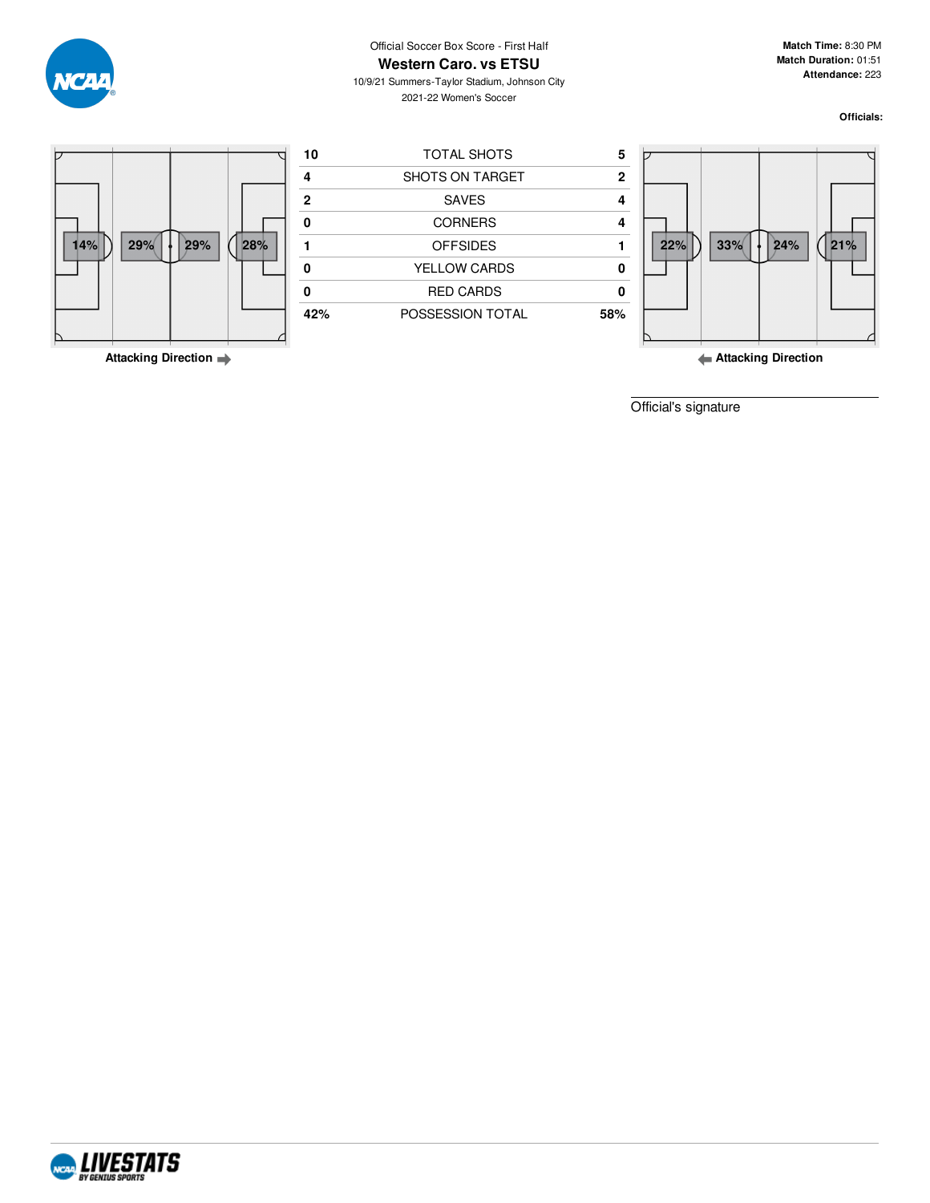Official Soccer Box Score - First Half

# Western Caro. vs ETSU

10/9/21 Summers-Taylor Stadium, Johnson City

2021-22 Women's Soccer

**Match Time:** 8:30 PM
**Match Duration:** 01:51
**Attendance:** 223

**Officials:**

| Western Caro. | | ETSU |
|---|---|---|
| 10 | TOTAL SHOTS | 5 |
| 4 | SHOTS ON TARGET | 2 |
| 2 | SAVES | 4 |
| 0 | CORNERS | 4 |
| 1 | OFFSIDES | 1 |
| 0 | YELLOW CARDS | 0 |
| 0 | RED CARDS | 0 |
| 42% | POSSESSION TOTAL | 58% |

Western Caro. zones: 14% | 29% | 29% | 28%

**Attacking Direction** →

ETSU zones: 22% | 33% | 24% | 21%

← **Attacking Direction**

Official's signature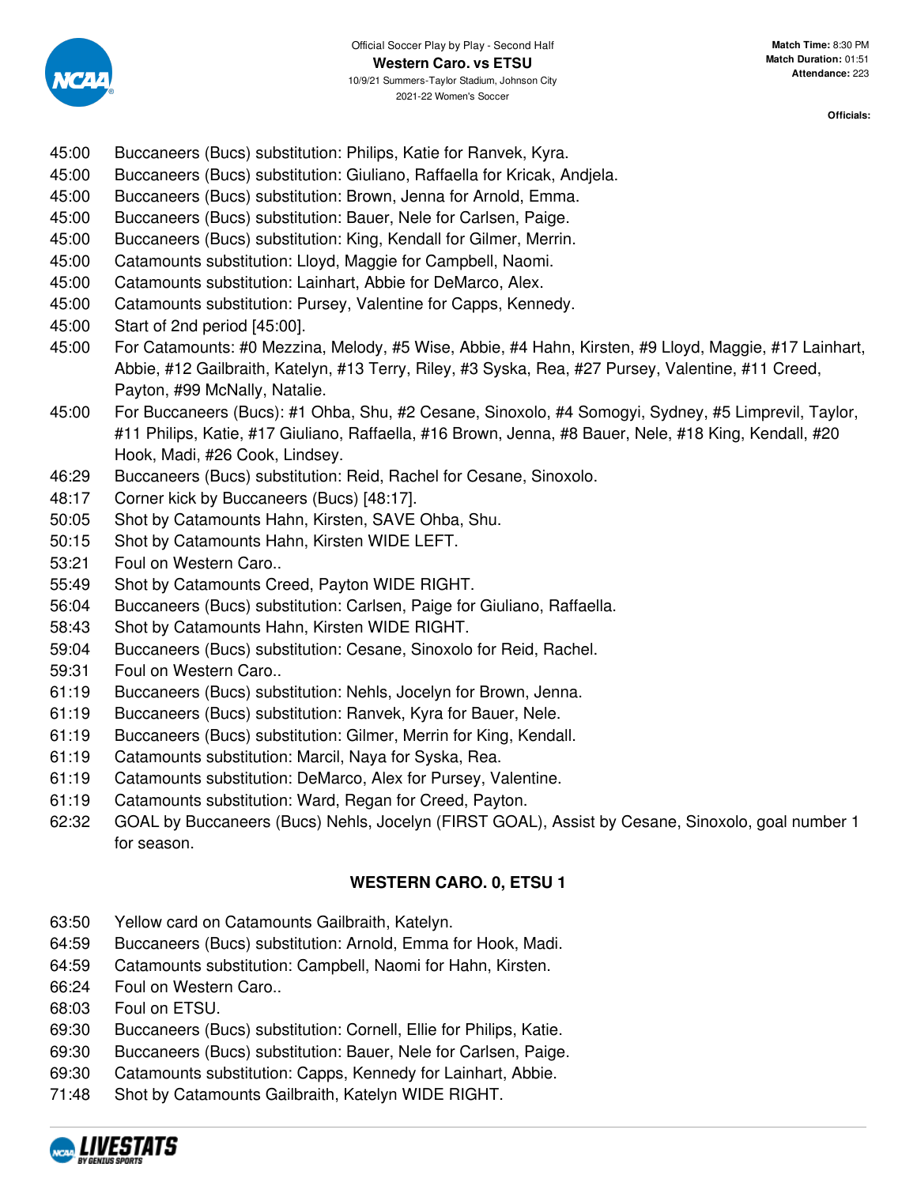Official Soccer Play by Play - Second Half

**Western Caro. vs ETSU**

10/9/21 Summers-Taylor Stadium, Johnson City

2021-22 Women's Soccer

**Match Time:** 8:30 PM
**Match Duration:** 01:51
**Attendance:** 223

**Officials:**

45:00 Buccaneers (Bucs) substitution: Philips, Katie for Ranvek, Kyra.
45:00 Buccaneers (Bucs) substitution: Giuliano, Raffaella for Kricak, Andjela.
45:00 Buccaneers (Bucs) substitution: Brown, Jenna for Arnold, Emma.
45:00 Buccaneers (Bucs) substitution: Bauer, Nele for Carlsen, Paige.
45:00 Buccaneers (Bucs) substitution: King, Kendall for Gilmer, Merrin.
45:00 Catamounts substitution: Lloyd, Maggie for Campbell, Naomi.
45:00 Catamounts substitution: Lainhart, Abbie for DeMarco, Alex.
45:00 Catamounts substitution: Pursey, Valentine for Capps, Kennedy.
45:00 Start of 2nd period [45:00].
45:00 For Catamounts: #0 Mezzina, Melody, #5 Wise, Abbie, #4 Hahn, Kirsten, #9 Lloyd, Maggie, #17 Lainhart, Abbie, #12 Gailbraith, Katelyn, #13 Terry, Riley, #3 Syska, Rea, #27 Pursey, Valentine, #11 Creed, Payton, #99 McNally, Natalie.
45:00 For Buccaneers (Bucs): #1 Ohba, Shu, #2 Cesane, Sinoxolo, #4 Somogyi, Sydney, #5 Limprevil, Taylor, #11 Philips, Katie, #17 Giuliano, Raffaella, #16 Brown, Jenna, #8 Bauer, Nele, #18 King, Kendall, #20 Hook, Madi, #26 Cook, Lindsey.
46:29 Buccaneers (Bucs) substitution: Reid, Rachel for Cesane, Sinoxolo.
48:17 Corner kick by Buccaneers (Bucs) [48:17].
50:05 Shot by Catamounts Hahn, Kirsten, SAVE Ohba, Shu.
50:15 Shot by Catamounts Hahn, Kirsten WIDE LEFT.
53:21 Foul on Western Caro..
55:49 Shot by Catamounts Creed, Payton WIDE RIGHT.
56:04 Buccaneers (Bucs) substitution: Carlsen, Paige for Giuliano, Raffaella.
58:43 Shot by Catamounts Hahn, Kirsten WIDE RIGHT.
59:04 Buccaneers (Bucs) substitution: Cesane, Sinoxolo for Reid, Rachel.
59:31 Foul on Western Caro..
61:19 Buccaneers (Bucs) substitution: Nehls, Jocelyn for Brown, Jenna.
61:19 Buccaneers (Bucs) substitution: Ranvek, Kyra for Bauer, Nele.
61:19 Buccaneers (Bucs) substitution: Gilmer, Merrin for King, Kendall.
61:19 Catamounts substitution: Marcil, Naya for Syska, Rea.
61:19 Catamounts substitution: DeMarco, Alex for Pursey, Valentine.
61:19 Catamounts substitution: Ward, Regan for Creed, Payton.
62:32 GOAL by Buccaneers (Bucs) Nehls, Jocelyn (FIRST GOAL), Assist by Cesane, Sinoxolo, goal number 1 for season.

**WESTERN CARO. 0, ETSU 1**

63:50 Yellow card on Catamounts Gailbraith, Katelyn.
64:59 Buccaneers (Bucs) substitution: Arnold, Emma for Hook, Madi.
64:59 Catamounts substitution: Campbell, Naomi for Hahn, Kirsten.
66:24 Foul on Western Caro..
68:03 Foul on ETSU.
69:30 Buccaneers (Bucs) substitution: Cornell, Ellie for Philips, Katie.
69:30 Buccaneers (Bucs) substitution: Bauer, Nele for Carlsen, Paige.
69:30 Catamounts substitution: Capps, Kennedy for Lainhart, Abbie.
71:48 Shot by Catamounts Gailbraith, Katelyn WIDE RIGHT.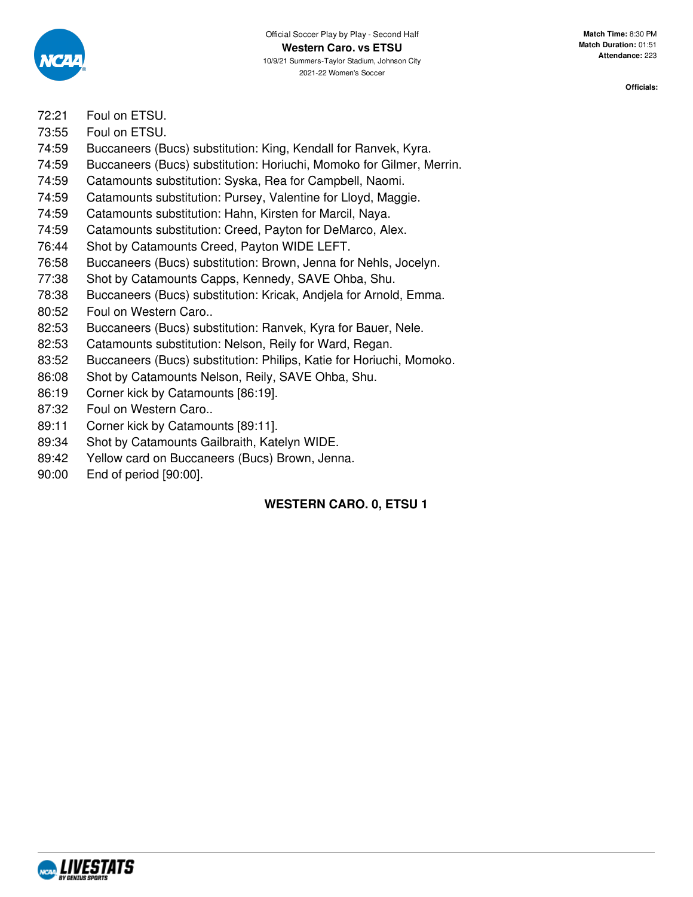Official Soccer Play by Play - Second Half

**Western Caro. vs ETSU**

10/9/21 Summers-Taylor Stadium, Johnson City

2021-22 Women's Soccer

**Match Time:** 8:30 PM
**Match Duration:** 01:51
**Attendance:** 223

**Officials:**

| | |
|---|---|
| 72:21 | Foul on ETSU. |
| 73:55 | Foul on ETSU. |
| 74:59 | Buccaneers (Bucs) substitution: King, Kendall for Ranvek, Kyra. |
| 74:59 | Buccaneers (Bucs) substitution: Horiuchi, Momoko for Gilmer, Merrin. |
| 74:59 | Catamounts substitution: Syska, Rea for Campbell, Naomi. |
| 74:59 | Catamounts substitution: Pursey, Valentine for Lloyd, Maggie. |
| 74:59 | Catamounts substitution: Hahn, Kirsten for Marcil, Naya. |
| 74:59 | Catamounts substitution: Creed, Payton for DeMarco, Alex. |
| 76:44 | Shot by Catamounts Creed, Payton WIDE LEFT. |
| 76:58 | Buccaneers (Bucs) substitution: Brown, Jenna for Nehls, Jocelyn. |
| 77:38 | Shot by Catamounts Capps, Kennedy, SAVE Ohba, Shu. |
| 78:38 | Buccaneers (Bucs) substitution: Kricak, Andjela for Arnold, Emma. |
| 80:52 | Foul on Western Caro.. |
| 82:53 | Buccaneers (Bucs) substitution: Ranvek, Kyra for Bauer, Nele. |
| 82:53 | Catamounts substitution: Nelson, Reily for Ward, Regan. |
| 83:52 | Buccaneers (Bucs) substitution: Philips, Katie for Horiuchi, Momoko. |
| 86:08 | Shot by Catamounts Nelson, Reily, SAVE Ohba, Shu. |
| 86:19 | Corner kick by Catamounts [86:19]. |
| 87:32 | Foul on Western Caro.. |
| 89:11 | Corner kick by Catamounts [89:11]. |
| 89:34 | Shot by Catamounts Gailbraith, Katelyn WIDE. |
| 89:42 | Yellow card on Buccaneers (Bucs) Brown, Jenna. |
| 90:00 | End of period [90:00]. |

**WESTERN CARO. 0, ETSU 1**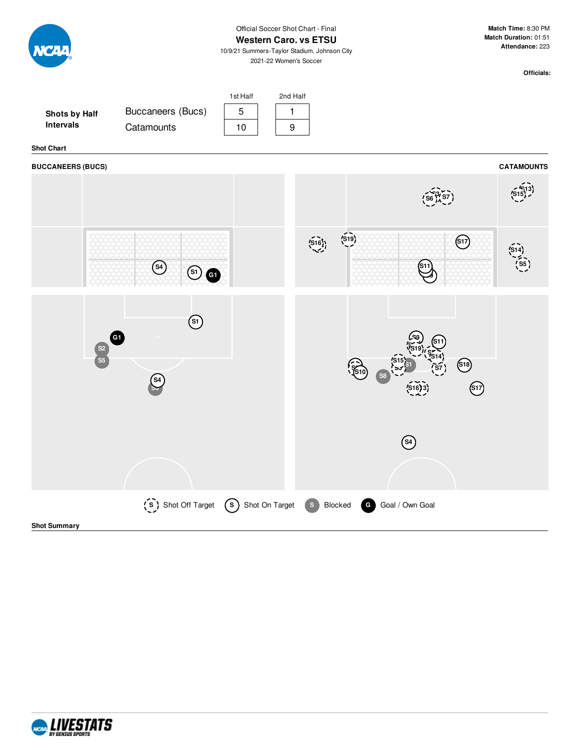Official Soccer Shot Chart - Final

# Western Caro. vs ETSU

10/9/21 Summers-Taylor Stadium, Johnson City

2021-22 Women's Soccer

**Match Time:** 8:30 PM
**Match Duration:** 01:51
**Attendance:** 223

**Officials:**

**Shots by Half Intervals**

| | 1st Half | 2nd Half |
|---|---|---|
| Buccaneers (Bucs) | 5 | 1 |
| Catamounts | 10 | 9 |

**Shot Chart**

**BUCCANEERS (BUCS)** | **CATAMOUNTS**

Shot Off Target | Shot On Target | Blocked | Goal / Own Goal

**Shot Summary**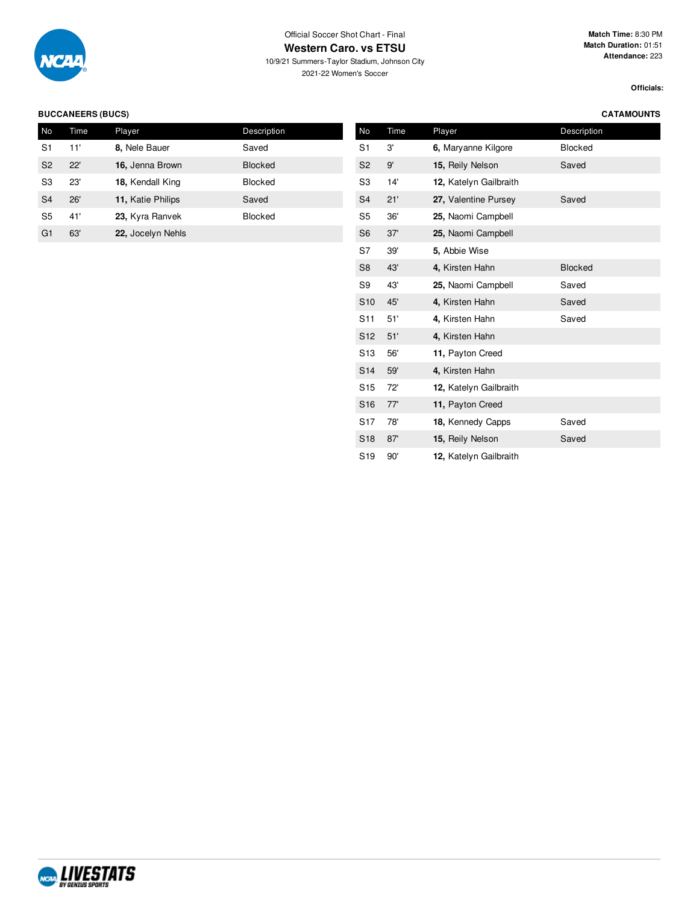Official Soccer Shot Chart - Final

# Western Caro. vs ETSU

10/9/21 Summers-Taylor Stadium, Johnson City

2021-22 Women's Soccer

**Match Time:** 8:30 PM
**Match Duration:** 01:51
**Attendance:** 223

**Officials:**

### BUCCANEERS (BUCS)

| No | Time | Player | Description |
|---|---|---|---|
| S1 | 11' | **8,** Nele Bauer | Saved |
| S2 | 22' | **16,** Jenna Brown | Blocked |
| S3 | 23' | **18,** Kendall King | Blocked |
| S4 | 26' | **11,** Katie Philips | Saved |
| S5 | 41' | **23,** Kyra Ranvek | Blocked |
| G1 | 63' | **22,** Jocelyn Nehls | |

### CATAMOUNTS

| No | Time | Player | Description |
|---|---|---|---|
| S1 | 3' | **6,** Maryanne Kilgore | Blocked |
| S2 | 9' | **15,** Reily Nelson | Saved |
| S3 | 14' | **12,** Katelyn Gailbraith | |
| S4 | 21' | **27,** Valentine Pursey | Saved |
| S5 | 36' | **25,** Naomi Campbell | |
| S6 | 37' | **25,** Naomi Campbell | |
| S7 | 39' | **5,** Abbie Wise | |
| S8 | 43' | **4,** Kirsten Hahn | Blocked |
| S9 | 43' | **25,** Naomi Campbell | Saved |
| S10 | 45' | **4,** Kirsten Hahn | Saved |
| S11 | 51' | **4,** Kirsten Hahn | Saved |
| S12 | 51' | **4,** Kirsten Hahn | |
| S13 | 56' | **11,** Payton Creed | |
| S14 | 59' | **4,** Kirsten Hahn | |
| S15 | 72' | **12,** Katelyn Gailbraith | |
| S16 | 77' | **11,** Payton Creed | |
| S17 | 78' | **18,** Kennedy Capps | Saved |
| S18 | 87' | **15,** Reily Nelson | Saved |
| S19 | 90' | **12,** Katelyn Gailbraith | |